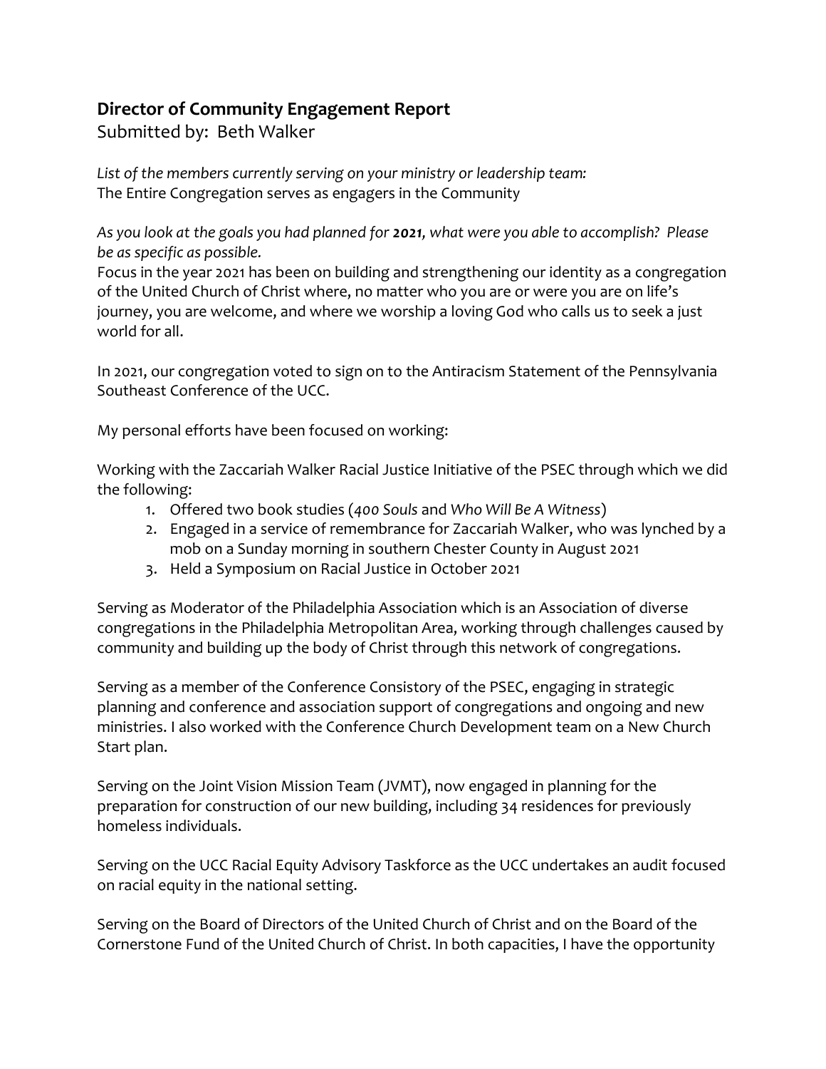## Director of Community Engagement Report

Submitted by: Beth Walker

*List of the members currently serving on your ministry or leadership team:*
The Entire Congregation serves as engagers in the Community

*As you look at the goals you had planned for **2021**, what were you able to accomplish? Please be as specific as possible.*
Focus in the year 2021 has been on building and strengthening our identity as a congregation of the United Church of Christ where, no matter who you are or were you are on life's journey, you are welcome, and where we worship a loving God who calls us to seek a just world for all.

In 2021, our congregation voted to sign on to the Antiracism Statement of the Pennsylvania Southeast Conference of the UCC.

My personal efforts have been focused on working:

Working with the Zaccariah Walker Racial Justice Initiative of the PSEC through which we did the following:

1. Offered two book studies (*400 Souls* and *Who Will Be A Witness*)
2. Engaged in a service of remembrance for Zaccariah Walker, who was lynched by a mob on a Sunday morning in southern Chester County in August 2021
3. Held a Symposium on Racial Justice in October 2021

Serving as Moderator of the Philadelphia Association which is an Association of diverse congregations in the Philadelphia Metropolitan Area, working through challenges caused by community and building up the body of Christ through this network of congregations.

Serving as a member of the Conference Consistory of the PSEC, engaging in strategic planning and conference and association support of congregations and ongoing and new ministries. I also worked with the Conference Church Development team on a New Church Start plan.

Serving on the Joint Vision Mission Team (JVMT), now engaged in planning for the preparation for construction of our new building, including 34 residences for previously homeless individuals.

Serving on the UCC Racial Equity Advisory Taskforce as the UCC undertakes an audit focused on racial equity in the national setting.

Serving on the Board of Directors of the United Church of Christ and on the Board of the Cornerstone Fund of the United Church of Christ. In both capacities, I have the opportunity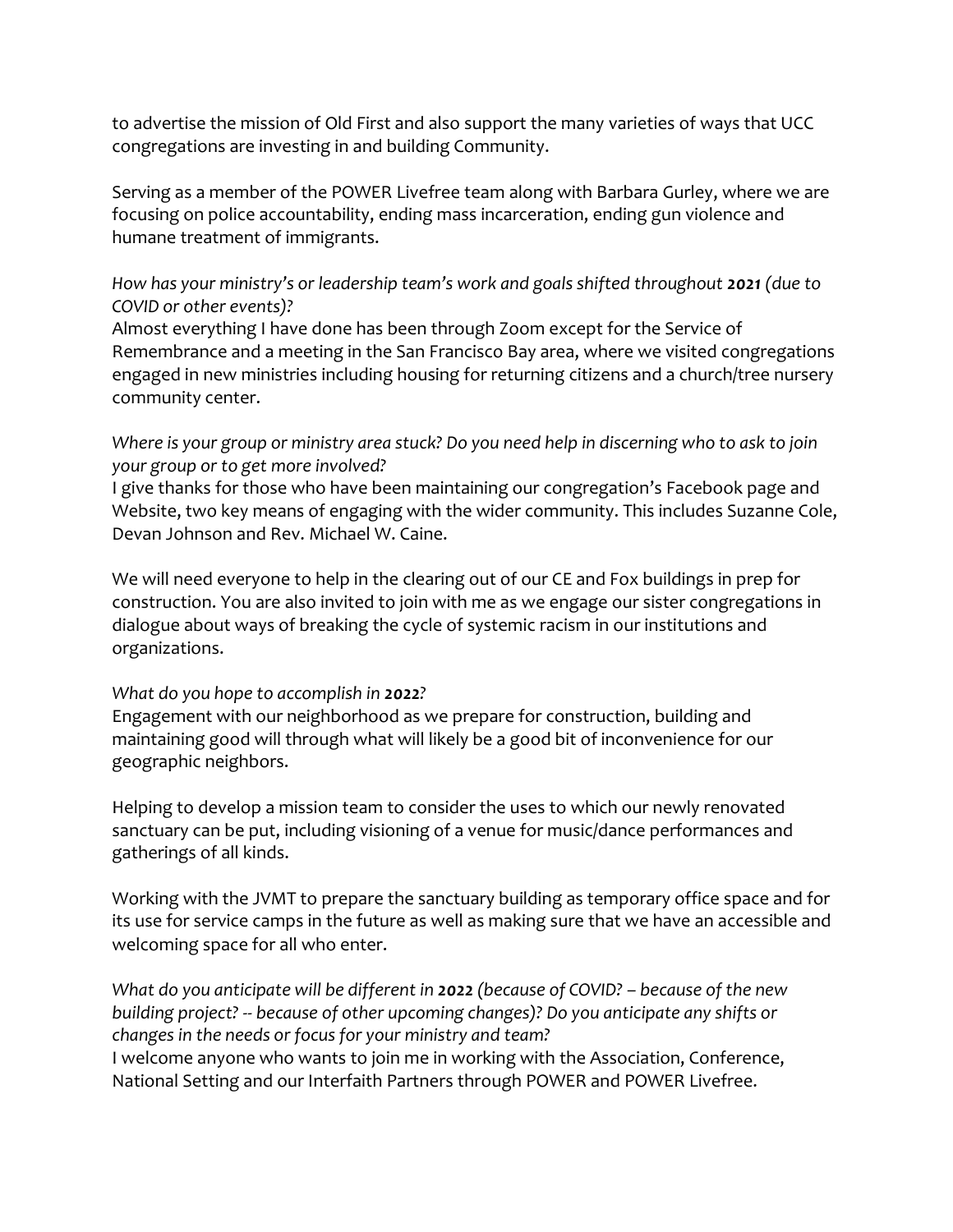to advertise the mission of Old First and also support the many varieties of ways that UCC congregations are investing in and building Community.

Serving as a member of the POWER Livefree team along with Barbara Gurley, where we are focusing on police accountability, ending mass incarceration, ending gun violence and humane treatment of immigrants.

*How has your ministry's or leadership team's work and goals shifted throughout **2021** (due to COVID or other events)?*
Almost everything I have done has been through Zoom except for the Service of Remembrance and a meeting in the San Francisco Bay area, where we visited congregations engaged in new ministries including housing for returning citizens and a church/tree nursery community center.

*Where is your group or ministry area stuck? Do you need help in discerning who to ask to join your group or to get more involved?*
I give thanks for those who have been maintaining our congregation's Facebook page and Website, two key means of engaging with the wider community. This includes Suzanne Cole, Devan Johnson and Rev. Michael W. Caine.

We will need everyone to help in the clearing out of our CE and Fox buildings in prep for construction. You are also invited to join with me as we engage our sister congregations in dialogue about ways of breaking the cycle of systemic racism in our institutions and organizations.

*What do you hope to accomplish in **2022**?*
Engagement with our neighborhood as we prepare for construction, building and maintaining good will through what will likely be a good bit of inconvenience for our geographic neighbors.

Helping to develop a mission team to consider the uses to which our newly renovated sanctuary can be put, including visioning of a venue for music/dance performances and gatherings of all kinds.

Working with the JVMT to prepare the sanctuary building as temporary office space and for its use for service camps in the future as well as making sure that we have an accessible and welcoming space for all who enter.

*What do you anticipate will be different in **2022** (because of COVID? – because of the new building project? -- because of other upcoming changes)? Do you anticipate any shifts or changes in the needs or focus for your ministry and team?*
I welcome anyone who wants to join me in working with the Association, Conference, National Setting and our Interfaith Partners through POWER and POWER Livefree.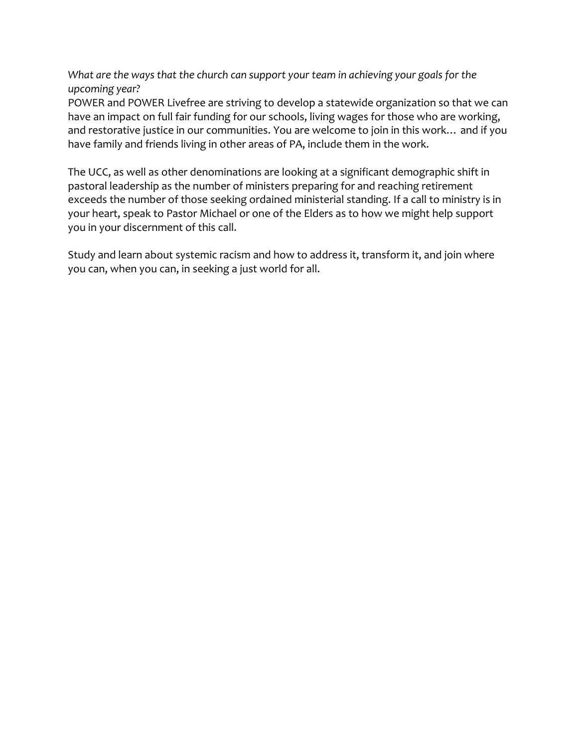*What are the ways that the church can support your team in achieving your goals for the upcoming year?*

POWER and POWER Livefree are striving to develop a statewide organization so that we can have an impact on full fair funding for our schools, living wages for those who are working, and restorative justice in our communities. You are welcome to join in this work… and if you have family and friends living in other areas of PA, include them in the work.

The UCC, as well as other denominations are looking at a significant demographic shift in pastoral leadership as the number of ministers preparing for and reaching retirement exceeds the number of those seeking ordained ministerial standing. If a call to ministry is in your heart, speak to Pastor Michael or one of the Elders as to how we might help support you in your discernment of this call.

Study and learn about systemic racism and how to address it, transform it, and join where you can, when you can, in seeking a just world for all.